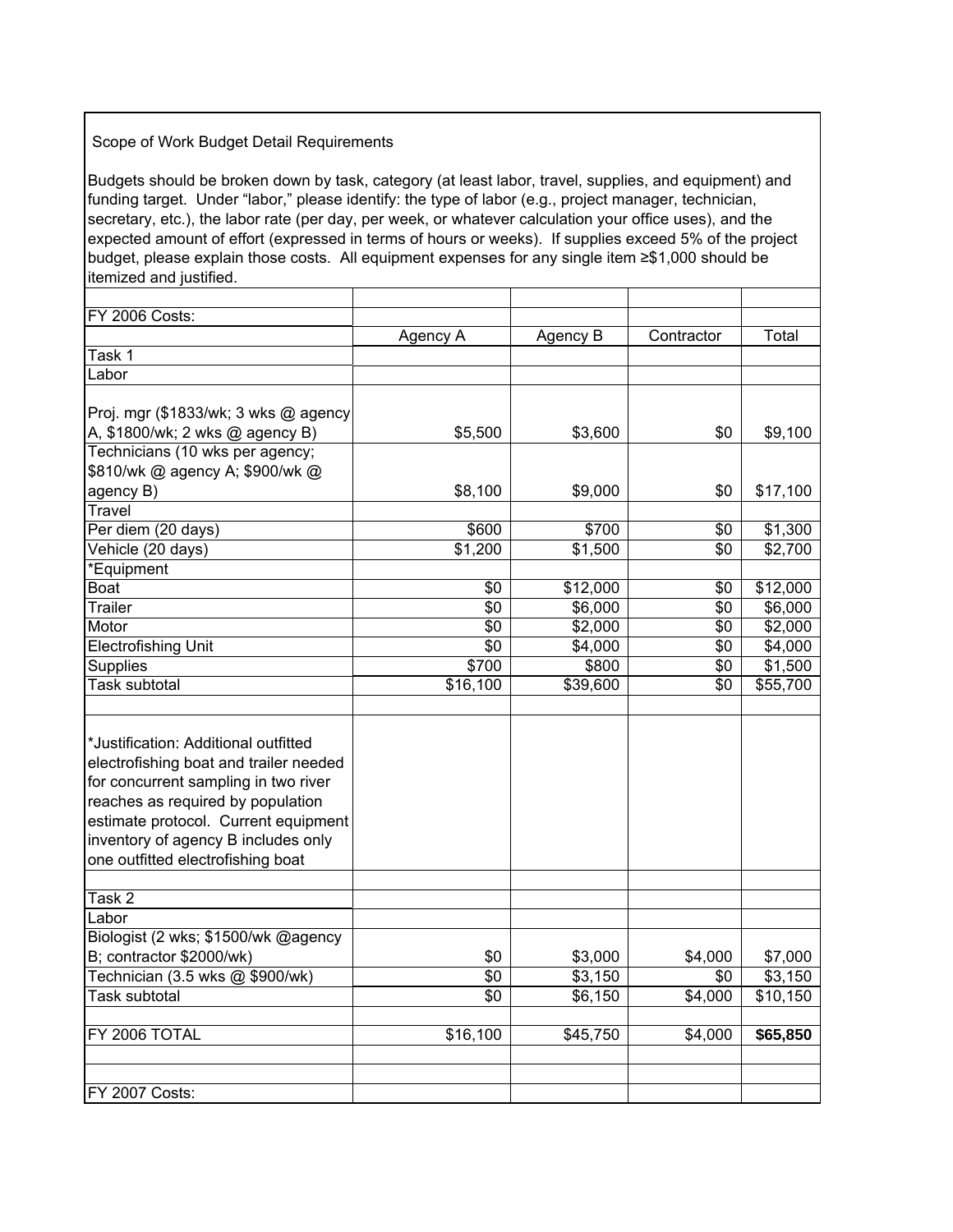Scope of Work Budget Detail Requirements

Budgets should be broken down by task, category (at least labor, travel, supplies, and equipment) and funding target. Under "labor," please identify: the type of labor (e.g., project manager, technician, secretary, etc.), the labor rate (per day, per week, or whatever calculation your office uses), and the expected amount of effort (expressed in terms of hours or weeks). If supplies exceed 5% of the project budget, please explain those costs. All equipment expenses for any single item ≥$1,000 should be itemized and justified.

| FY 2006 Costs: | | | | |
|---|---|---|---|---|
| | Agency A | Agency B | Contractor | Total |
| Task 1 | | | | |
| Labor | | | | |
| Proj. mgr ($1833/wk; 3 wks @ agency A, $1800/wk; 2 wks @ agency B) | $5,500 | $3,600 | $0 | $9,100 |
| Technicians (10 wks per agency; $810/wk @ agency A; $900/wk @ agency B) | $8,100 | $9,000 | $0 | $17,100 |
| Travel | | | | |
| Per diem (20 days) | $600 | $700 | $0 | $1,300 |
| Vehicle (20 days) | $1,200 | $1,500 | $0 | $2,700 |
| *Equipment | | | | |
| Boat | $0 | $12,000 | $0 | $12,000 |
| Trailer | $0 | $6,000 | $0 | $6,000 |
| Motor | $0 | $2,000 | $0 | $2,000 |
| Electrofishing Unit | $0 | $4,000 | $0 | $4,000 |
| Supplies | $700 | $800 | $0 | $1,500 |
| Task subtotal | $16,100 | $39,600 | $0 | $55,700 |
| | | | | |
| *Justification: Additional outfitted electrofishing boat and trailer needed for concurrent sampling in two river reaches as required by population estimate protocol. Current equipment inventory of agency B includes only one outfitted electrofishing boat | | | | |
| | | | | |
| Task 2 | | | | |
| Labor | | | | |
| Biologist (2 wks; $1500/wk @agency B; contractor $2000/wk) | $0 | $3,000 | $4,000 | $7,000 |
| Technician (3.5 wks @ $900/wk) | $0 | $3,150 | $0 | $3,150 |
| Task subtotal | $0 | $6,150 | $4,000 | $10,150 |
| | | | | |
| FY 2006 TOTAL | $16,100 | $45,750 | $4,000 | **$65,850** |
| | | | | |
| | | | | |
| FY 2007 Costs: | | | | |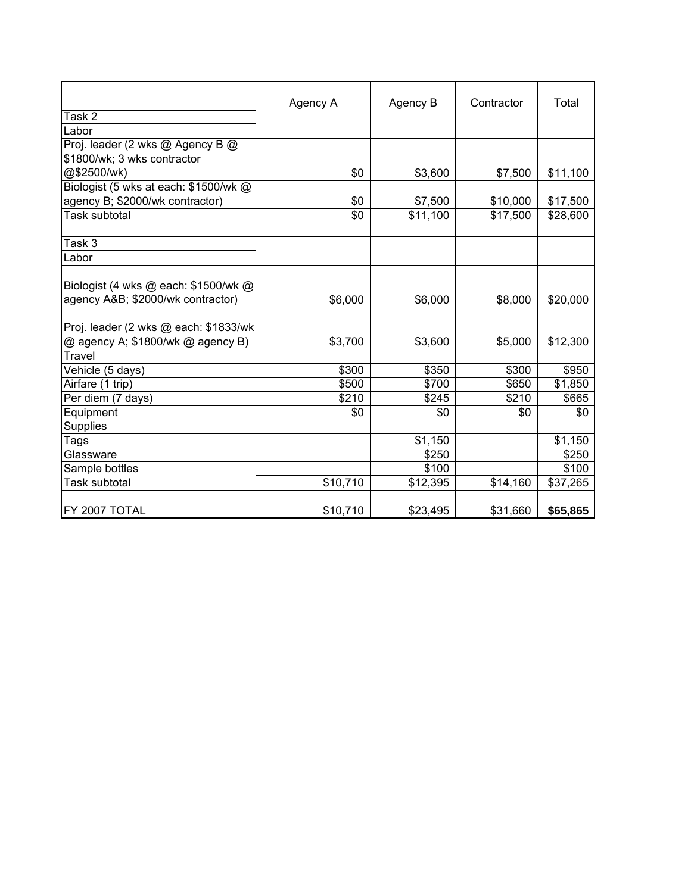| | Agency A | Agency B | Contractor | Total |
|---|---|---|---|---|
| Task 2 | | | | |
| Labor | | | | |
| Proj. leader (2 wks @ Agency B @ $1800/wk; 3 wks contractor @$2500/wk) | $0 | $3,600 | $7,500 | $11,100 |
| Biologist (5 wks at each: $1500/wk @ agency B; $2000/wk contractor) | $0 | $7,500 | $10,000 | $17,500 |
| Task subtotal | $0 | $11,100 | $17,500 | $28,600 |
| | | | | |
| Task 3 | | | | |
| Labor | | | | |
| Biologist (4 wks @ each: $1500/wk @ agency A&B; $2000/wk contractor) | $6,000 | $6,000 | $8,000 | $20,000 |
| Proj. leader (2 wks @ each: $1833/wk @ agency A; $1800/wk @ agency B) | $3,700 | $3,600 | $5,000 | $12,300 |
| Travel | | | | |
| Vehicle (5 days) | $300 | $350 | $300 | $950 |
| Airfare (1 trip) | $500 | $700 | $650 | $1,850 |
| Per diem (7 days) | $210 | $245 | $210 | $665 |
| Equipment | $0 | $0 | $0 | $0 |
| Supplies | | | | |
| Tags | | $1,150 | | $1,150 |
| Glassware | | $250 | | $250 |
| Sample bottles | | $100 | | $100 |
| Task subtotal | $10,710 | $12,395 | $14,160 | $37,265 |
| | | | | |
| FY 2007 TOTAL | $10,710 | $23,495 | $31,660 | **$65,865** |